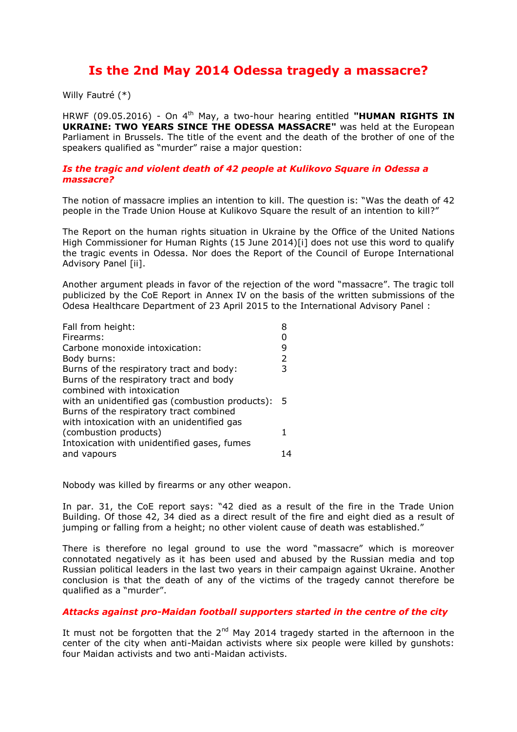# Is the 2nd May 2014 Odessa tragedy a massacre?

Willy Fautré (*)

HRWF (09.05.2016) - On 4th May, a two-hour hearing entitled **"HUMAN RIGHTS IN UKRAINE: TWO YEARS SINCE THE ODESSA MASSACRE"** was held at the European Parliament in Brussels. The title of the event and the death of the brother of one of the speakers qualified as "murder" raise a major question:

### *Is the tragic and violent death of 42 people at Kulikovo Square in Odessa a massacre?*

The notion of massacre implies an intention to kill. The question is: "Was the death of 42 people in the Trade Union House at Kulikovo Square the result of an intention to kill?"

The Report on the human rights situation in Ukraine by the Office of the United Nations High Commissioner for Human Rights (15 June 2014)[i] does not use this word to qualify the tragic events in Odessa. Nor does the Report of the Council of Europe International Advisory Panel [ii].

Another argument pleads in favor of the rejection of the word "massacre". The tragic toll publicized by the CoE Report in Annex IV on the basis of the written submissions of the Odesa Healthcare Department of 23 April 2015 to the International Advisory Panel :

| | |
|---|---|
| Fall from height: | 8 |
| Firearms: | 0 |
| Carbone monoxide intoxication: | 9 |
| Body burns: | 2 |
| Burns of the respiratory tract and body: | 3 |
| Burns of the respiratory tract and body combined with intoxication with an unidentified gas (combustion products): | 5 |
| Burns of the respiratory tract combined with intoxication with an unidentified gas (combustion products) | 1 |
| Intoxication with unidentified gases, fumes and vapours | 14 |

Nobody was killed by firearms or any other weapon.

In par. 31, the CoE report says: "42 died as a result of the fire in the Trade Union Building. Of those 42, 34 died as a direct result of the fire and eight died as a result of jumping or falling from a height; no other violent cause of death was established."

There is therefore no legal ground to use the word "massacre" which is moreover connotated negatively as it has been used and abused by the Russian media and top Russian political leaders in the last two years in their campaign against Ukraine. Another conclusion is that the death of any of the victims of the tragedy cannot therefore be qualified as a "murder".

### *Attacks against pro-Maidan football supporters started in the centre of the city*

It must not be forgotten that the 2nd May 2014 tragedy started in the afternoon in the center of the city when anti-Maidan activists where six people were killed by gunshots: four Maidan activists and two anti-Maidan activists.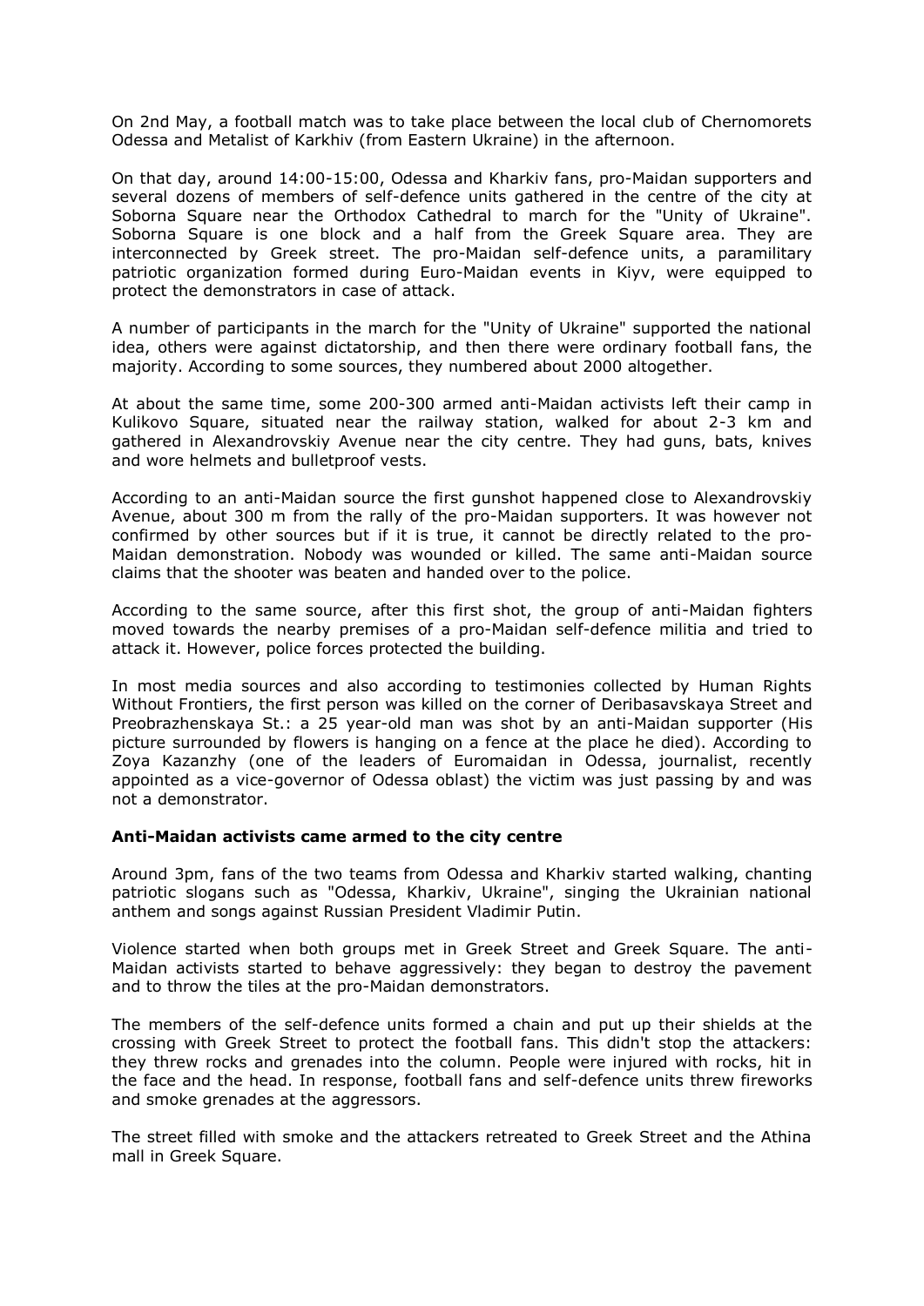On 2nd May, a football match was to take place between the local club of Chernomorets Odessa and Metalist of Karkhiv (from Eastern Ukraine) in the afternoon.

On that day, around 14:00-15:00, Odessa and Kharkiv fans, pro-Maidan supporters and several dozens of members of self-defence units gathered in the centre of the city at Soborna Square near the Orthodox Cathedral to march for the "Unity of Ukraine". Soborna Square is one block and a half from the Greek Square area. They are interconnected by Greek street. The pro-Maidan self-defence units, a paramilitary patriotic organization formed during Euro-Maidan events in Kiyv, were equipped to protect the demonstrators in case of attack.

A number of participants in the march for the "Unity of Ukraine" supported the national idea, others were against dictatorship, and then there were ordinary football fans, the majority. According to some sources, they numbered about 2000 altogether.

At about the same time, some 200-300 armed anti-Maidan activists left their camp in Kulikovo Square, situated near the railway station, walked for about 2-3 km and gathered in Alexandrovskiy Avenue near the city centre. They had guns, bats, knives and wore helmets and bulletproof vests.

According to an anti-Maidan source the first gunshot happened close to Alexandrovskiy Avenue, about 300 m from the rally of the pro-Maidan supporters. It was however not confirmed by other sources but if it is true, it cannot be directly related to the pro-Maidan demonstration. Nobody was wounded or killed. The same anti-Maidan source claims that the shooter was beaten and handed over to the police.

According to the same source, after this first shot, the group of anti-Maidan fighters moved towards the nearby premises of a pro-Maidan self-defence militia and tried to attack it. However, police forces protected the building.

In most media sources and also according to testimonies collected by Human Rights Without Frontiers, the first person was killed on the corner of Deribasavskaya Street and Preobrazhenskaya St.: a 25 year-old man was shot by an anti-Maidan supporter (His picture surrounded by flowers is hanging on a fence at the place he died). According to Zoya Kazanzhy (one of the leaders of Euromaidan in Odessa, journalist, recently appointed as a vice-governor of Odessa oblast) the victim was just passing by and was not a demonstrator.

**Anti-Maidan activists came armed to the city centre**

Around 3pm, fans of the two teams from Odessa and Kharkiv started walking, chanting patriotic slogans such as "Odessa, Kharkiv, Ukraine", singing the Ukrainian national anthem and songs against Russian President Vladimir Putin.

Violence started when both groups met in Greek Street and Greek Square. The anti-Maidan activists started to behave aggressively: they began to destroy the pavement and to throw the tiles at the pro-Maidan demonstrators.

The members of the self-defence units formed a chain and put up their shields at the crossing with Greek Street to protect the football fans. This didn't stop the attackers: they threw rocks and grenades into the column. People were injured with rocks, hit in the face and the head. In response, football fans and self-defence units threw fireworks and smoke grenades at the aggressors.

The street filled with smoke and the attackers retreated to Greek Street and the Athina mall in Greek Square.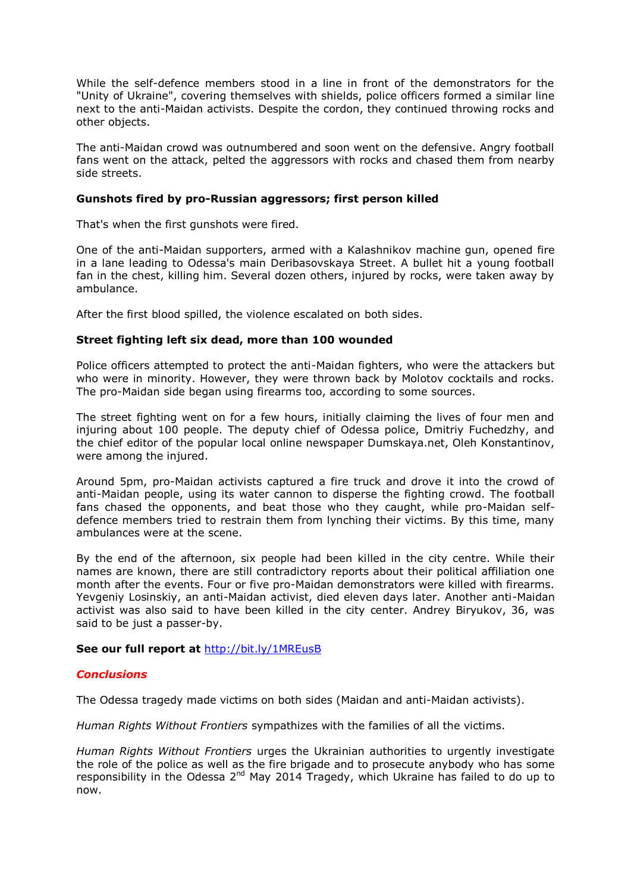While the self-defence members stood in a line in front of the demonstrators for the "Unity of Ukraine", covering themselves with shields, police officers formed a similar line next to the anti-Maidan activists. Despite the cordon, they continued throwing rocks and other objects.

The anti-Maidan crowd was outnumbered and soon went on the defensive. Angry football fans went on the attack, pelted the aggressors with rocks and chased them from nearby side streets.

**Gunshots fired by pro-Russian aggressors; first person killed**

That's when the first gunshots were fired.

One of the anti-Maidan supporters, armed with a Kalashnikov machine gun, opened fire in a lane leading to Odessa's main Deribasovskaya Street. A bullet hit a young football fan in the chest, killing him. Several dozen others, injured by rocks, were taken away by ambulance.

After the first blood spilled, the violence escalated on both sides.

**Street fighting left six dead, more than 100 wounded**

Police officers attempted to protect the anti-Maidan fighters, who were the attackers but who were in minority. However, they were thrown back by Molotov cocktails and rocks. The pro-Maidan side began using firearms too, according to some sources.

The street fighting went on for a few hours, initially claiming the lives of four men and injuring about 100 people. The deputy chief of Odessa police, Dmitriy Fuchedzhy, and the chief editor of the popular local online newspaper Dumskaya.net, Oleh Konstantinov, were among the injured.

Around 5pm, pro-Maidan activists captured a fire truck and drove it into the crowd of anti-Maidan people, using its water cannon to disperse the fighting crowd. The football fans chased the opponents, and beat those who they caught, while pro-Maidan self-defence members tried to restrain them from lynching their victims. By this time, many ambulances were at the scene.

By the end of the afternoon, six people had been killed in the city centre. While their names are known, there are still contradictory reports about their political affiliation one month after the events. Four or five pro-Maidan demonstrators were killed with firearms. Yevgeniy Losinskiy, an anti-Maidan activist, died eleven days later. Another anti-Maidan activist was also said to have been killed in the city center. Andrey Biryukov, 36, was said to be just a passer-by.

**See our full report at** http://bit.ly/1MREusB

***Conclusions***

The Odessa tragedy made victims on both sides (Maidan and anti-Maidan activists).

*Human Rights Without Frontiers* sympathizes with the families of all the victims.

*Human Rights Without Frontiers* urges the Ukrainian authorities to urgently investigate the role of the police as well as the fire brigade and to prosecute anybody who has some responsibility in the Odessa 2nd May 2014 Tragedy, which Ukraine has failed to do up to now.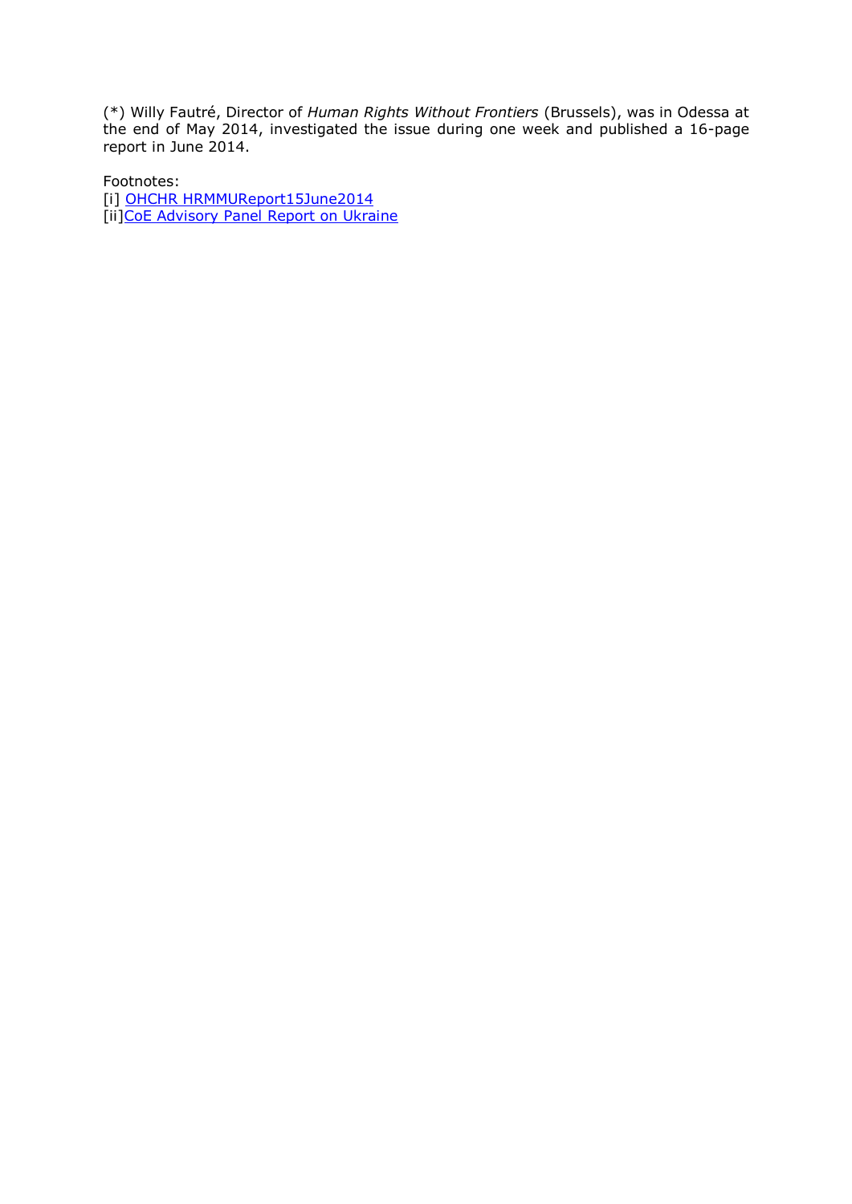(*) Willy Fautré, Director of *Human Rights Without Frontiers* (Brussels), was in Odessa at the end of May 2014, investigated the issue during one week and published a 16-page report in June 2014.

Footnotes:
[i] OHCHR HRMMUReport15June2014
[ii]CoE Advisory Panel Report on Ukraine